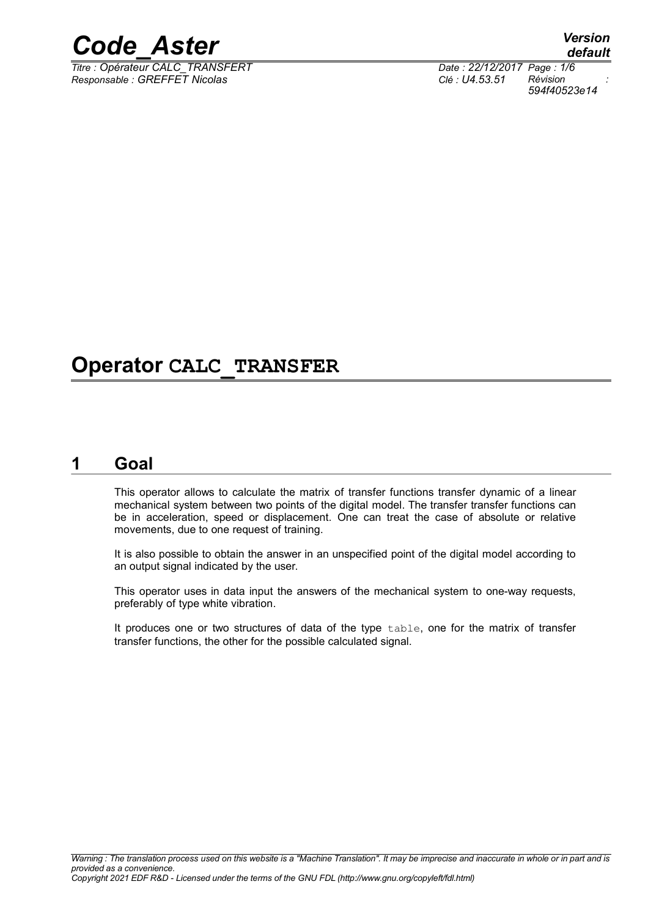# Operator CALC_TRANSFER

## 1 Goal

This operator allows to calculate the matrix of transfer functions transfer dynamic of a linear mechanical system between two points of the digital model. The transfer transfer functions can be in acceleration, speed or displacement. One can treat the case of absolute or relative movements, due to one request of training.

It is also possible to obtain the answer in an unspecified point of the digital model according to an output signal indicated by the user.

This operator uses in data input the answers of the mechanical system to one-way requests, preferably of type white vibration.

It produces one or two structures of data of the type table, one for the matrix of transfer transfer functions, the other for the possible calculated signal.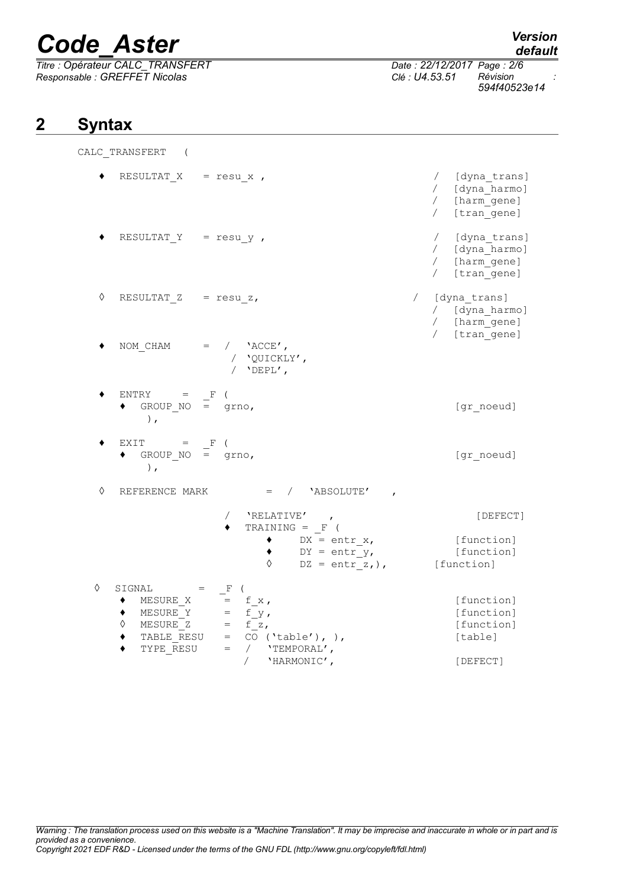## 2 Syntax

```
CALC_TRANSFERT   (

    ♦  RESULTAT_X    = resu_x ,                        /  [dyna_trans]
                                                       /  [dyna_harmo]
                                                       /  [harm_gene]
                                                       /  [tran_gene]

    ♦  RESULTAT_Y    = resu_y ,                        /  [dyna_trans]
                                                       /  [dyna_harmo]
                                                       /  [harm_gene]
                                                       /  [tran_gene]

    ◊  RESULTAT_Z    = resu_z,                      /  [dyna_trans]
                                                       /  [dyna_harmo]
                                                       /  [harm_gene]
                                                       /  [tran_gene]
    ♦  NOM_CHAM      =  /  'ACCE',
                           /  'QUICKLY',
                           /  'DEPL',

    ♦  ENTRY      =  _F (
       ♦  GROUP_NO  =  grno,                              [gr_noeud]
          ),

    ♦  EXIT       =  _F (
       ♦  GROUP_NO  =  grno,                              [gr_noeud]
          ),

    ◊  REFERENCE MARK          =  /  'ABSOLUTE'    ,

                          /  'RELATIVE'    ,                [DEFECT]
                          ♦  TRAINING = _F (
                              ♦     DX = entr_x,          [function]
                              ♦     DY = entr_y,          [function]
                              ◊     DZ = entr_z,),      [function]

  ◊  SIGNAL        =  _F (
     ♦  MESURE_X      =  f_x,                             [function]
     ♦  MESURE_Y      =  f_y,                             [function]
     ◊  MESURE_Z      =  f_z,                             [function]
     ♦  TABLE_RESU    =  CO ('table'), ),                 [table]
     ♦  TYPE_RESU     =  /  'TEMPORAL',
                        /  'HARMONIC',                    [DEFECT]
```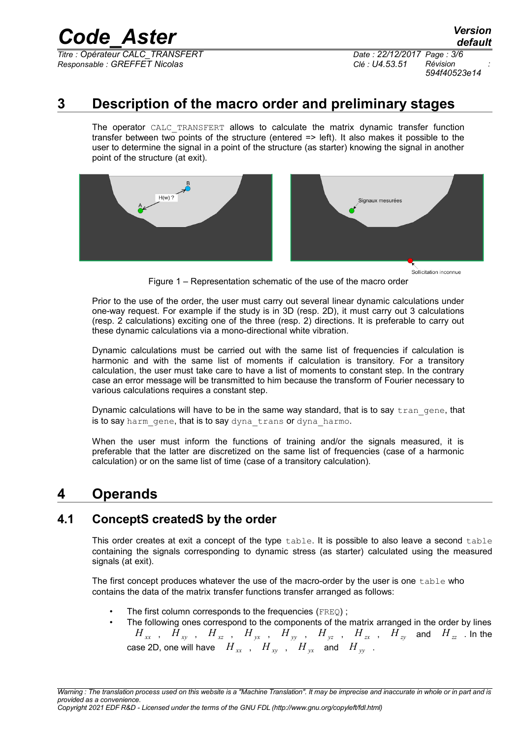# 3 Description of the macro order and preliminary stages

The operator `CALC_TRANSFERT` allows to calculate the matrix dynamic transfer function transfer between two points of the structure (entered => left). It also makes it possible to the user to determine the signal in a point of the structure (as starter) knowing the signal in another point of the structure (at exit).

Figure 1 – Representation schematic of the use of the macro order

Prior to the use of the order, the user must carry out several linear dynamic calculations under one-way request. For example if the study is in 3D (resp. 2D), it must carry out 3 calculations (resp. 2 calculations) exciting one of the three (resp. 2) directions. It is preferable to carry out these dynamic calculations via a mono-directional white vibration.

Dynamic calculations must be carried out with the same list of frequencies if calculation is harmonic and with the same list of moments if calculation is transitory. For a transitory calculation, the user must take care to have a list of moments to constant step. In the contrary case an error message will be transmitted to him because the transform of Fourier necessary to various calculations requires a constant step.

Dynamic calculations will have to be in the same way standard, that is to say `tran_gene`, that is to say `harm_gene`, that is to say `dyna_trans` or `dyna_harmo`.

When the user must inform the functions of training and/or the signals measured, it is preferable that the latter are discretized on the same list of frequencies (case of a harmonic calculation) or on the same list of time (case of a transitory calculation).

# 4 Operands

## 4.1 ConceptS createdS by the order

This order creates at exit a concept of the type `table`. It is possible to also leave a second `table` containing the signals corresponding to dynamic stress (as starter) calculated using the measured signals (at exit).

The first concept produces whatever the use of the macro-order by the user is one `table` who contains the data of the matrix transfer functions transfer arranged as follows:

- The first column corresponds to the frequencies (`FREQ`) ;
- The following ones correspond to the components of the matrix arranged in the order by lines $H_{xx}$ , $H_{xy}$ , $H_{xz}$ , $H_{yx}$ , $H_{yy}$ , $H_{yz}$ , $H_{zx}$ , $H_{zy}$ and $H_{zz}$ . In the case 2D, one will have $H_{xx}$ , $H_{xy}$ , $H_{yx}$ and $H_{yy}$ .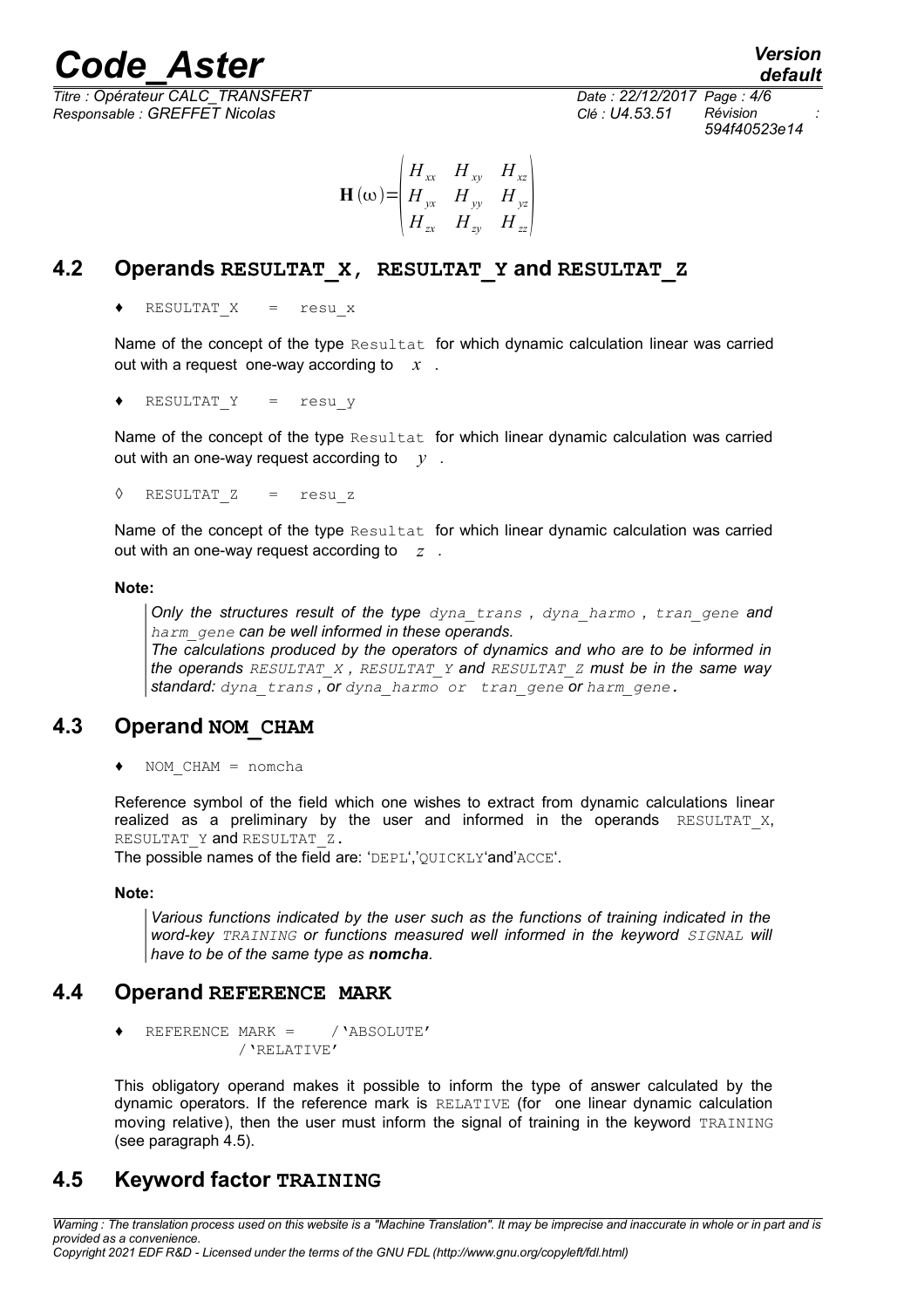$$\mathbf{H}(\omega)=\begin{pmatrix} H_{xx} & H_{xy} & H_{xz} \\ H_{yx} & H_{yy} & H_{yz} \\ H_{zx} & H_{zy} & H_{zz} \end{pmatrix}$$

## 4.2 Operands RESULTAT_X, RESULTAT_Y and RESULTAT_Z

♦ `RESULTAT_X = resu_x`

Name of the concept of the type `Resultat` for which dynamic calculation linear was carried out with a request one-way according to $x$ .

♦ `RESULTAT_Y = resu_y`

Name of the concept of the type `Resultat` for which linear dynamic calculation was carried out with an one-way request according to $y$ .

◊ `RESULTAT_Z = resu_z`

Name of the concept of the type `Resultat` for which linear dynamic calculation was carried out with an one-way request according to $z$ .

**Note:**

> ***Only the structures result of the type*** *`dyna_trans`* ***,*** *`dyna_harmo`* ***,*** *`tran_gene`* ***and*** *`harm_gene`* ***can be well informed in these operands.***
> ***The calculations produced by the operators of dynamics and who are to be informed in the operands*** *`RESULTAT_X`* ***,*** *`RESULTAT_Y`* ***and*** *`RESULTAT_Z`* ***must be in the same way standard:*** *`dyna_trans`* ***, or*** *`dyna_harmo`* ***or*** *`tran_gene`* ***or*** *`harm_gene`*.

## 4.3 Operand NOM_CHAM

♦ `NOM_CHAM = nomcha`

Reference symbol of the field which one wishes to extract from dynamic calculations linear realized as a preliminary by the user and informed in the operands `RESULTAT_X`, `RESULTAT_Y` and `RESULTAT_Z`.

The possible names of the field are: '`DEPL`','`QUICKLY`'and'`ACCE`'.

**Note:**

> *Various functions indicated by the user such as the functions of training indicated in the word-key `TRAINING` or functions measured well informed in the keyword `SIGNAL` will have to be of the same type as **nomcha**.*

## 4.4 Operand REFERENCE MARK

♦ `REFERENCE MARK = /'ABSOLUTE'`
`/'RELATIVE'`

This obligatory operand makes it possible to inform the type of answer calculated by the dynamic operators. If the reference mark is `RELATIVE` (for one linear dynamic calculation moving relative), then the user must inform the signal of training in the keyword `TRAINING` (see paragraph 4.5).

## 4.5 Keyword factor TRAINING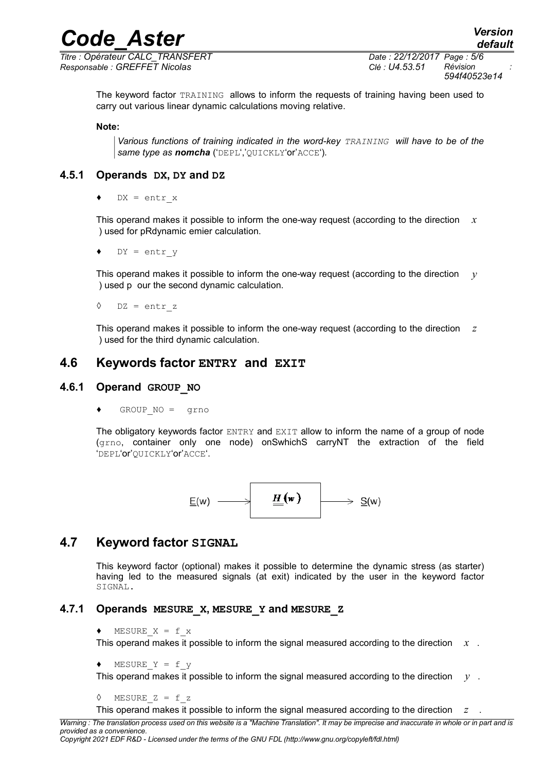The keyword factor TRAINING allows to inform the requests of training having been used to carry out various linear dynamic calculations moving relative.

**Note:**

> *Various functions of training indicated in the word-key TRAINING will have to be of the same type as **nomcha** ('DEPL','QUICKLY'or'ACCE').*

### 4.5.1 Operands DX, DY and DZ

♦ DX = entr_x

This operand makes it possible to inform the one-way request (according to the direction $x$ ) used for pRdynamic emier calculation.

♦ DY = entr_y

This operand makes it possible to inform the one-way request (according to the direction $y$ ) used p our the second dynamic calculation.

◊ DZ = entr_z

This operand makes it possible to inform the one-way request (according to the direction $z$ ) used for the third dynamic calculation.

## 4.6 Keywords factor ENTRY and EXIT

### 4.6.1 Operand GROUP_NO

♦ GROUP_NO = grno

The obligatory keywords factor ENTRY and EXIT allow to inform the name of a group of node (grno, container only one node) onSwhichS carryNT the extraction of the field 'DEPL'or'QUICKLY'or'ACCE'.

$\underline{E}(w) \longrightarrow \boxed{\underline{\underline{H}}(w)} \longrightarrow \underline{S}(w)$

## 4.7 Keyword factor SIGNAL

This keyword factor (optional) makes it possible to determine the dynamic stress (as starter) having led to the measured signals (at exit) indicated by the user in the keyword factor SIGNAL.

### 4.7.1 Operands MESURE_X, MESURE_Y and MESURE_Z

♦ MESURE_X = f_x

This operand makes it possible to inform the signal measured according to the direction $x$ .

♦ MESURE_Y = f_y

This operand makes it possible to inform the signal measured according to the direction $y$ .

◊ MESURE_Z = f_z

This operand makes it possible to inform the signal measured according to the direction $z$ .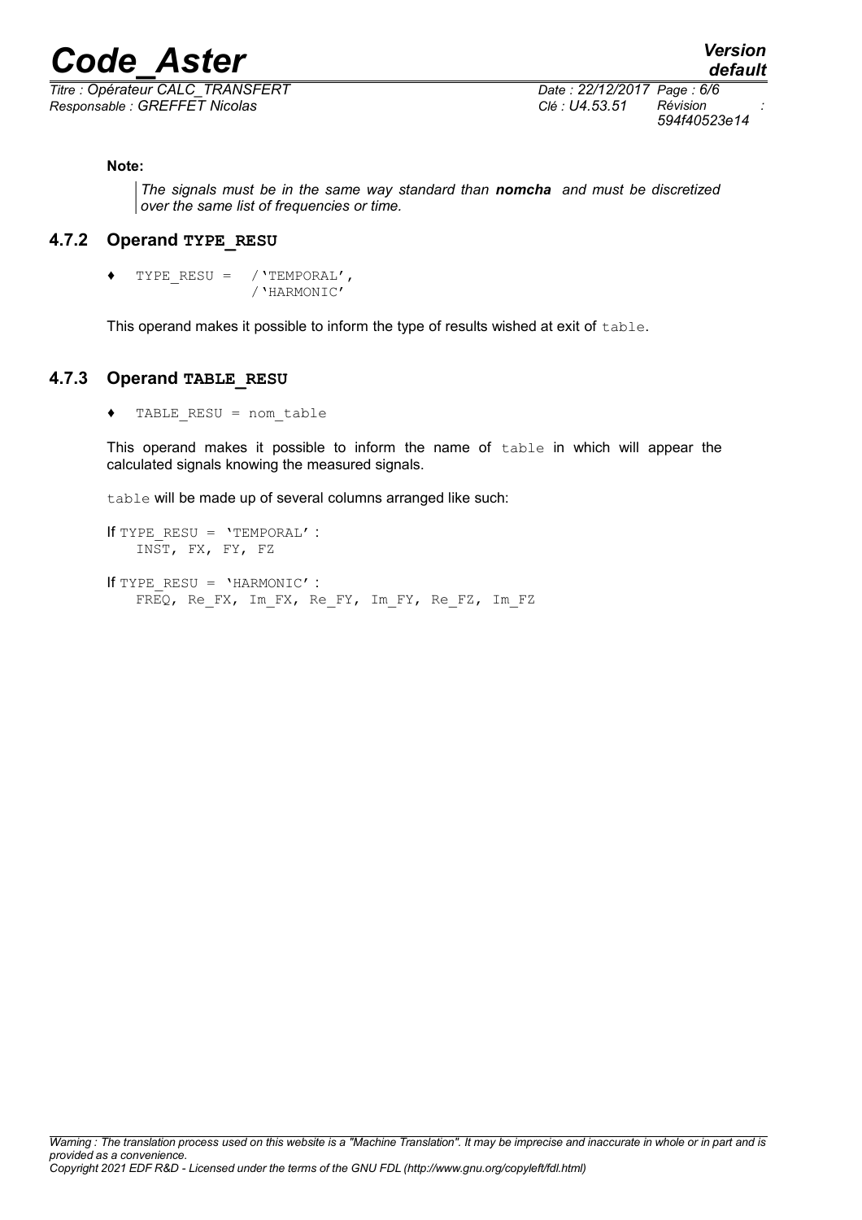**Note:**

> *The signals must be in the same way standard than **nomcha** and must be discretized over the same list of frequencies or time.*

### 4.7.2 Operand TYPE_RESU

```
♦  TYPE_RESU =  /'TEMPORAL',
                /'HARMONIC'
```

This operand makes it possible to inform the type of results wished at exit of `table`.

### 4.7.3 Operand TABLE_RESU

```
♦  TABLE_RESU = nom_table
```

This operand makes it possible to inform the name of `table` in which will appear the calculated signals knowing the measured signals.

`table` will be made up of several columns arranged like such:

If `TYPE_RESU = 'TEMPORAL'` :
```
INST, FX, FY, FZ
```

If `TYPE_RESU = 'HARMONIC'` :
```
FREQ, Re_FX, Im_FX, Re_FY, Im_FY, Re_FZ, Im_FZ
```